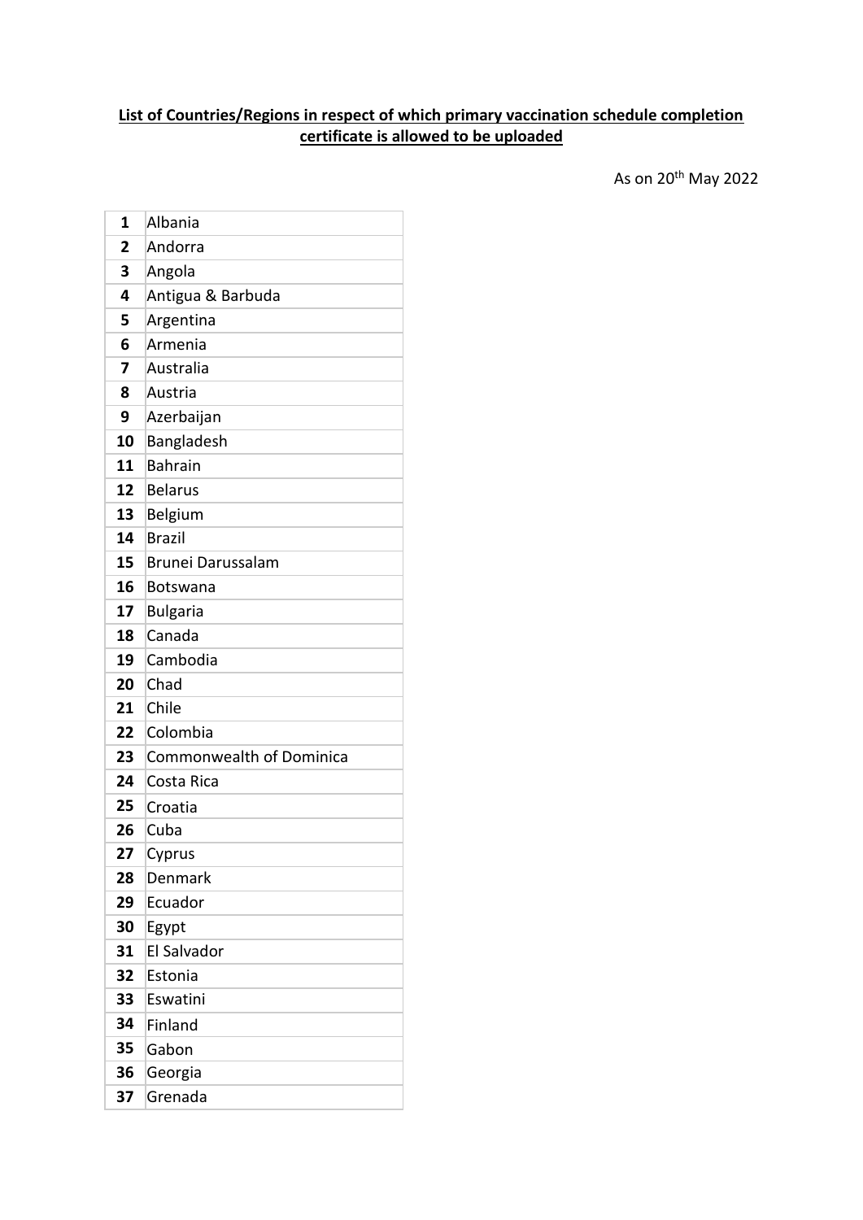**List of Countries/Regions in respect of which primary vaccination schedule completion certificate is allowed to be uploaded**

As on 20th May 2022

| | |
|---|---|
| 1 | Albania |
| 2 | Andorra |
| 3 | Angola |
| 4 | Antigua & Barbuda |
| 5 | Argentina |
| 6 | Armenia |
| 7 | Australia |
| 8 | Austria |
| 9 | Azerbaijan |
| 10 | Bangladesh |
| 11 | Bahrain |
| 12 | Belarus |
| 13 | Belgium |
| 14 | Brazil |
| 15 | Brunei Darussalam |
| 16 | Botswana |
| 17 | Bulgaria |
| 18 | Canada |
| 19 | Cambodia |
| 20 | Chad |
| 21 | Chile |
| 22 | Colombia |
| 23 | Commonwealth of Dominica |
| 24 | Costa Rica |
| 25 | Croatia |
| 26 | Cuba |
| 27 | Cyprus |
| 28 | Denmark |
| 29 | Ecuador |
| 30 | Egypt |
| 31 | El Salvador |
| 32 | Estonia |
| 33 | Eswatini |
| 34 | Finland |
| 35 | Gabon |
| 36 | Georgia |
| 37 | Grenada |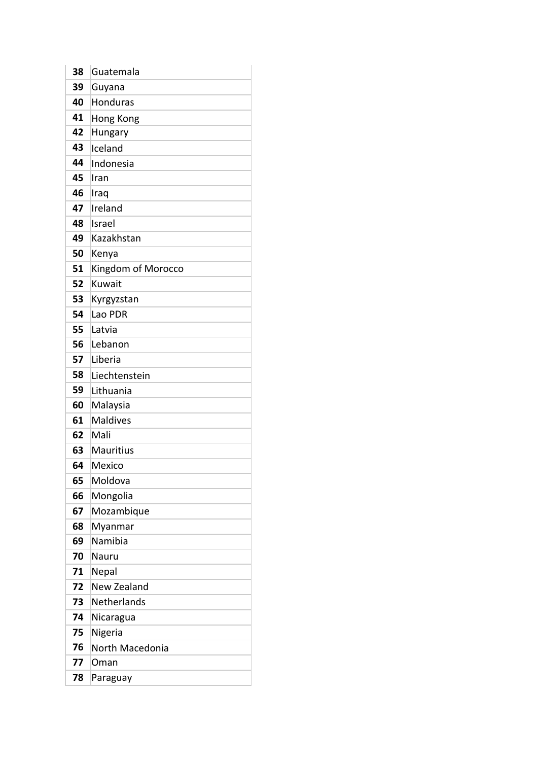| | |
|---|---|
| **38** | Guatemala |
| **39** | Guyana |
| **40** | Honduras |
| **41** | Hong Kong |
| **42** | Hungary |
| **43** | Iceland |
| **44** | Indonesia |
| **45** | Iran |
| **46** | Iraq |
| **47** | Ireland |
| **48** | Israel |
| **49** | Kazakhstan |
| **50** | Kenya |
| **51** | Kingdom of Morocco |
| **52** | Kuwait |
| **53** | Kyrgyzstan |
| **54** | Lao PDR |
| **55** | Latvia |
| **56** | Lebanon |
| **57** | Liberia |
| **58** | Liechtenstein |
| **59** | Lithuania |
| **60** | Malaysia |
| **61** | Maldives |
| **62** | Mali |
| **63** | Mauritius |
| **64** | Mexico |
| **65** | Moldova |
| **66** | Mongolia |
| **67** | Mozambique |
| **68** | Myanmar |
| **69** | Namibia |
| **70** | Nauru |
| **71** | Nepal |
| **72** | New Zealand |
| **73** | Netherlands |
| **74** | Nicaragua |
| **75** | Nigeria |
| **76** | North Macedonia |
| **77** | Oman |
| **78** | Paraguay |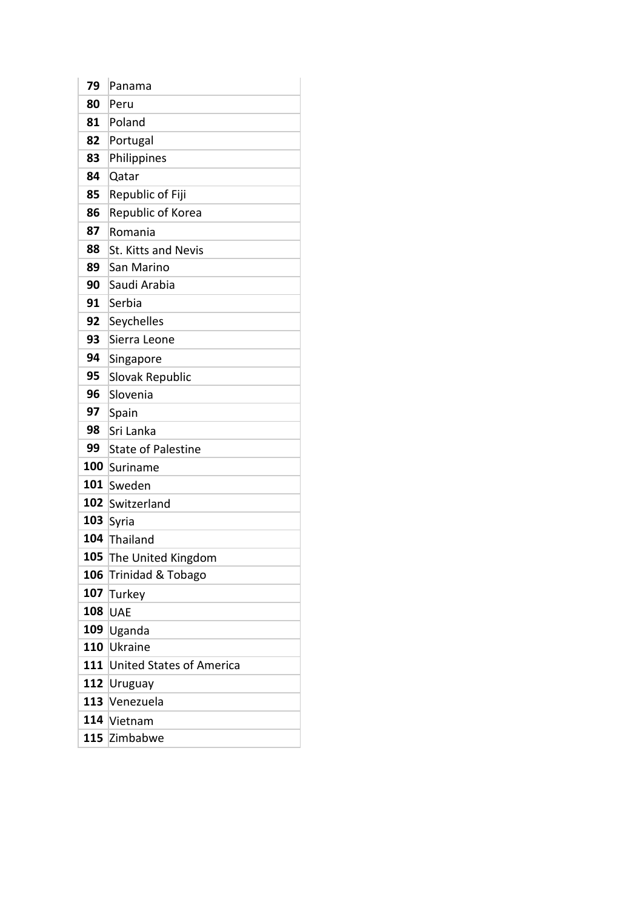| | |
|---|---|
| **79** | Panama |
| **80** | Peru |
| **81** | Poland |
| **82** | Portugal |
| **83** | Philippines |
| **84** | Qatar |
| **85** | Republic of Fiji |
| **86** | Republic of Korea |
| **87** | Romania |
| **88** | St. Kitts and Nevis |
| **89** | San Marino |
| **90** | Saudi Arabia |
| **91** | Serbia |
| **92** | Seychelles |
| **93** | Sierra Leone |
| **94** | Singapore |
| **95** | Slovak Republic |
| **96** | Slovenia |
| **97** | Spain |
| **98** | Sri Lanka |
| **99** | State of Palestine |
| **100** | Suriname |
| **101** | Sweden |
| **102** | Switzerland |
| **103** | Syria |
| **104** | Thailand |
| **105** | The United Kingdom |
| **106** | Trinidad & Tobago |
| **107** | Turkey |
| **108** | UAE |
| **109** | Uganda |
| **110** | Ukraine |
| **111** | United States of America |
| **112** | Uruguay |
| **113** | Venezuela |
| **114** | Vietnam |
| **115** | Zimbabwe |